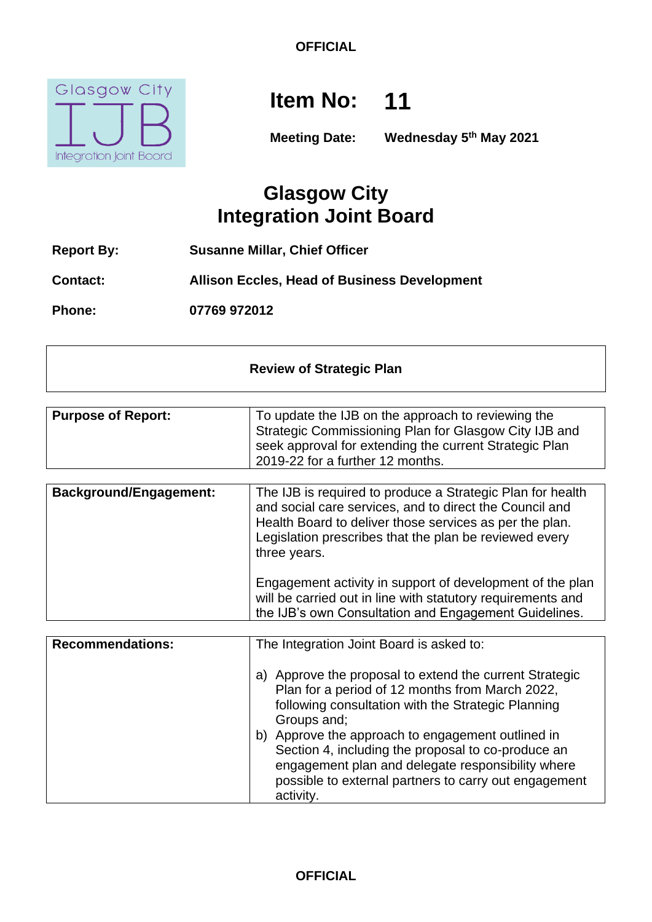OFFICIAL

# Item No: 11

**Meeting Date:** Wednesday 5th May 2021

# Glasgow City Integration Joint Board

| | |
|---|---|
| **Report By:** | **Susanne Millar, Chief Officer** |
| **Contact:** | **Allison Eccles, Head of Business Development** |
| **Phone:** | **07769 972012** |

## Review of Strategic Plan

| | |
|---|---|
| **Purpose of Report:** | To update the IJB on the approach to reviewing the Strategic Commissioning Plan for Glasgow City IJB and seek approval for extending the current Strategic Plan 2019-22 for a further 12 months. |

| | |
|---|---|
| **Background/Engagement:** | The IJB is required to produce a Strategic Plan for health and social care services, and to direct the Council and Health Board to deliver those services as per the plan. Legislation prescribes that the plan be reviewed every three years.<br><br>Engagement activity in support of development of the plan will be carried out in line with statutory requirements and the IJB's own Consultation and Engagement Guidelines. |

| | |
|---|---|
| **Recommendations:** | The Integration Joint Board is asked to:<br><br>a) Approve the proposal to extend the current Strategic Plan for a period of 12 months from March 2022, following consultation with the Strategic Planning Groups and;<br>b) Approve the approach to engagement outlined in Section 4, including the proposal to co-produce an engagement plan and delegate responsibility where possible to external partners to carry out engagement activity. |

OFFICIAL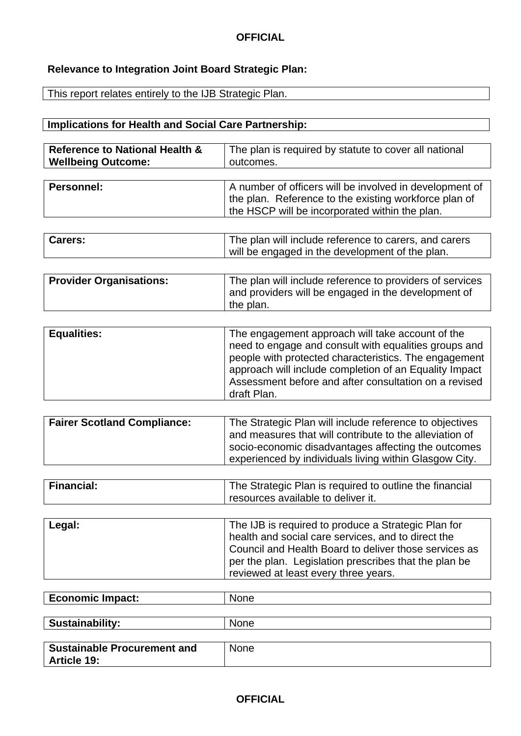**Relevance to Integration Joint Board Strategic Plan:**

This report relates entirely to the IJB Strategic Plan.

**Implications for Health and Social Care Partnership:**

| | |
|---|---|
| **Reference to National Health & Wellbeing Outcome:** | The plan is required by statute to cover all national outcomes. |
| **Personnel:** | A number of officers will be involved in development of the plan. Reference to the existing workforce plan of the HSCP will be incorporated within the plan. |
| **Carers:** | The plan will include reference to carers, and carers will be engaged in the development of the plan. |
| **Provider Organisations:** | The plan will include reference to providers of services and providers will be engaged in the development of the plan. |
| **Equalities:** | The engagement approach will take account of the need to engage and consult with equalities groups and people with protected characteristics. The engagement approach will include completion of an Equality Impact Assessment before and after consultation on a revised draft Plan. |
| **Fairer Scotland Compliance:** | The Strategic Plan will include reference to objectives and measures that will contribute to the alleviation of socio-economic disadvantages affecting the outcomes experienced by individuals living within Glasgow City. |
| **Financial:** | The Strategic Plan is required to outline the financial resources available to deliver it. |
| **Legal:** | The IJB is required to produce a Strategic Plan for health and social care services, and to direct the Council and Health Board to deliver those services as per the plan. Legislation prescribes that the plan be reviewed at least every three years. |
| **Economic Impact:** | None |
| **Sustainability:** | None |
| **Sustainable Procurement and Article 19:** | None |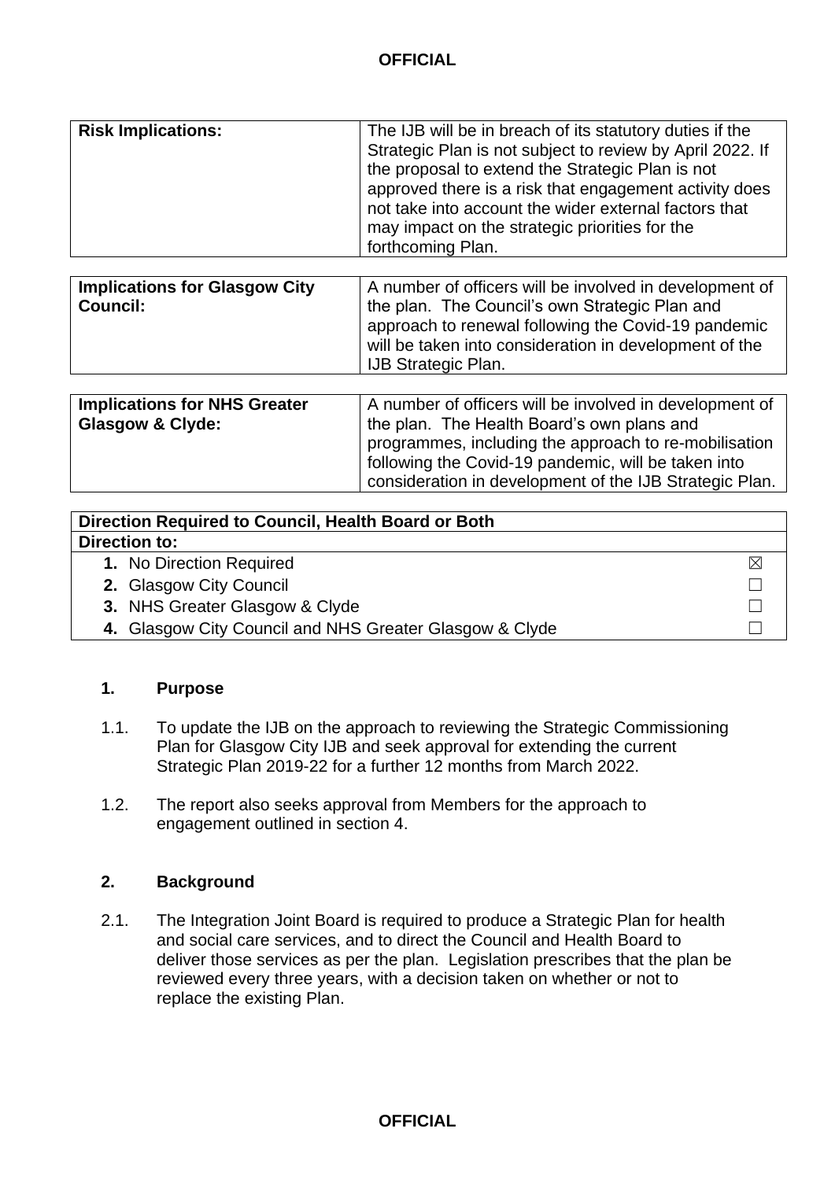| Risk Implications: | The IJB will be in breach of its statutory duties if the Strategic Plan is not subject to review by April 2022. If the proposal to extend the Strategic Plan is not approved there is a risk that engagement activity does not take into account the wider external factors that may impact on the strategic priorities for the forthcoming Plan. |
|---|---|

| Implications for Glasgow City Council: | A number of officers will be involved in development of the plan. The Council's own Strategic Plan and approach to renewal following the Covid-19 pandemic will be taken into consideration in development of the IJB Strategic Plan. |
|---|---|

| Implications for NHS Greater Glasgow & Clyde: | A number of officers will be involved in development of the plan. The Health Board's own plans and programmes, including the approach to re-mobilisation following the Covid-19 pandemic, will be taken into consideration in development of the IJB Strategic Plan. |
|---|---|

| Direction Required to Council, Health Board or Both | |
|---|---|
| **Direction to:** | |
| **1.** No Direction Required | ☒ |
| **2.** Glasgow City Council | ☐ |
| **3.** NHS Greater Glasgow & Clyde | ☐ |
| **4.** Glasgow City Council and NHS Greater Glasgow & Clyde | ☐ |

## 1. Purpose

1.1. To update the IJB on the approach to reviewing the Strategic Commissioning Plan for Glasgow City IJB and seek approval for extending the current Strategic Plan 2019-22 for a further 12 months from March 2022.

1.2. The report also seeks approval from Members for the approach to engagement outlined in section 4.

## 2. Background

2.1. The Integration Joint Board is required to produce a Strategic Plan for health and social care services, and to direct the Council and Health Board to deliver those services as per the plan. Legislation prescribes that the plan be reviewed every three years, with a decision taken on whether or not to replace the existing Plan.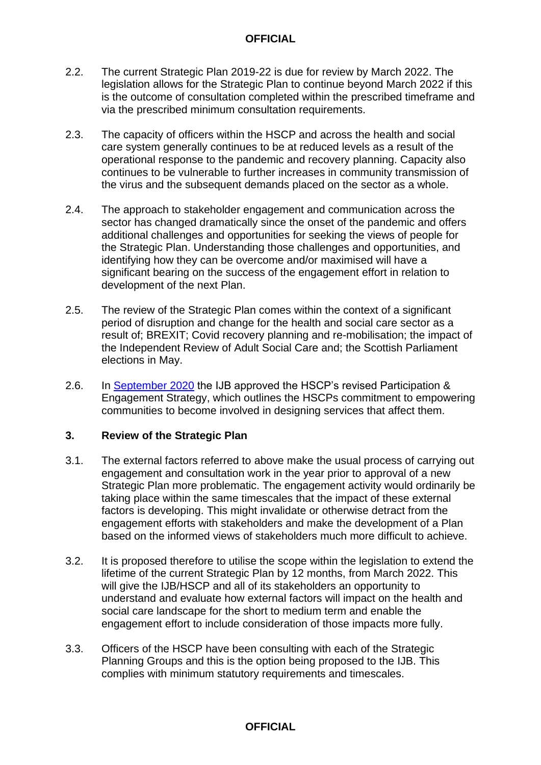2.2. The current Strategic Plan 2019-22 is due for review by March 2022. The legislation allows for the Strategic Plan to continue beyond March 2022 if this is the outcome of consultation completed within the prescribed timeframe and via the prescribed minimum consultation requirements.

2.3. The capacity of officers within the HSCP and across the health and social care system generally continues to be at reduced levels as a result of the operational response to the pandemic and recovery planning. Capacity also continues to be vulnerable to further increases in community transmission of the virus and the subsequent demands placed on the sector as a whole.

2.4. The approach to stakeholder engagement and communication across the sector has changed dramatically since the onset of the pandemic and offers additional challenges and opportunities for seeking the views of people for the Strategic Plan. Understanding those challenges and opportunities, and identifying how they can be overcome and/or maximised will have a significant bearing on the success of the engagement effort in relation to development of the next Plan.

2.5. The review of the Strategic Plan comes within the context of a significant period of disruption and change for the health and social care sector as a result of; BREXIT; Covid recovery planning and re-mobilisation; the impact of the Independent Review of Adult Social Care and; the Scottish Parliament elections in May.

2.6. In September 2020 the IJB approved the HSCP's revised Participation & Engagement Strategy, which outlines the HSCPs commitment to empowering communities to become involved in designing services that affect them.

## 3. Review of the Strategic Plan

3.1. The external factors referred to above make the usual process of carrying out engagement and consultation work in the year prior to approval of a new Strategic Plan more problematic. The engagement activity would ordinarily be taking place within the same timescales that the impact of these external factors is developing. This might invalidate or otherwise detract from the engagement efforts with stakeholders and make the development of a Plan based on the informed views of stakeholders much more difficult to achieve.

3.2. It is proposed therefore to utilise the scope within the legislation to extend the lifetime of the current Strategic Plan by 12 months, from March 2022. This will give the IJB/HSCP and all of its stakeholders an opportunity to understand and evaluate how external factors will impact on the health and social care landscape for the short to medium term and enable the engagement effort to include consideration of those impacts more fully.

3.3. Officers of the HSCP have been consulting with each of the Strategic Planning Groups and this is the option being proposed to the IJB. This complies with minimum statutory requirements and timescales.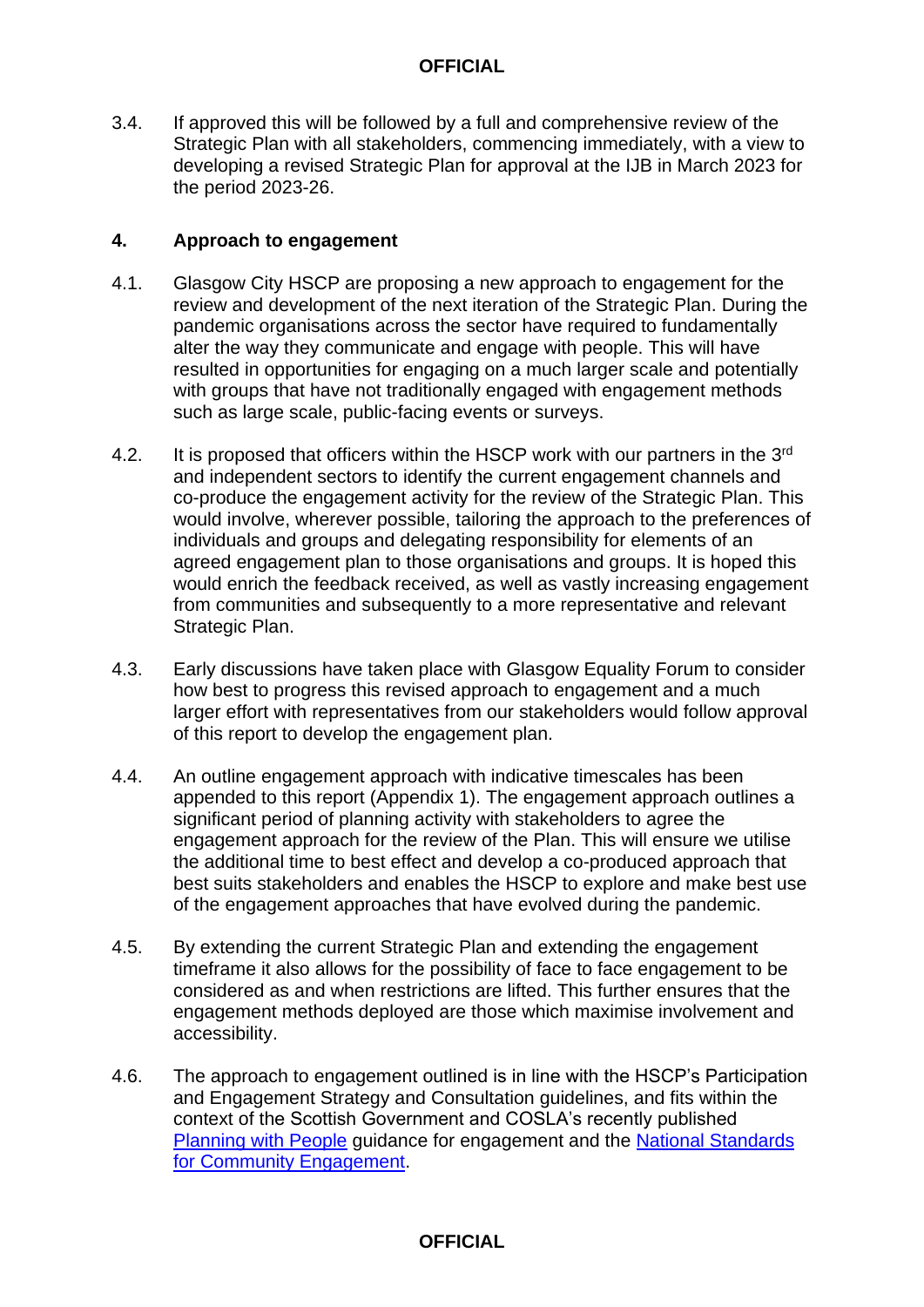3.4. If approved this will be followed by a full and comprehensive review of the Strategic Plan with all stakeholders, commencing immediately, with a view to developing a revised Strategic Plan for approval at the IJB in March 2023 for the period 2023-26.

## 4. Approach to engagement

4.1. Glasgow City HSCP are proposing a new approach to engagement for the review and development of the next iteration of the Strategic Plan. During the pandemic organisations across the sector have required to fundamentally alter the way they communicate and engage with people. This will have resulted in opportunities for engaging on a much larger scale and potentially with groups that have not traditionally engaged with engagement methods such as large scale, public-facing events or surveys.

4.2. It is proposed that officers within the HSCP work with our partners in the 3rd and independent sectors to identify the current engagement channels and co-produce the engagement activity for the review of the Strategic Plan. This would involve, wherever possible, tailoring the approach to the preferences of individuals and groups and delegating responsibility for elements of an agreed engagement plan to those organisations and groups. It is hoped this would enrich the feedback received, as well as vastly increasing engagement from communities and subsequently to a more representative and relevant Strategic Plan.

4.3. Early discussions have taken place with Glasgow Equality Forum to consider how best to progress this revised approach to engagement and a much larger effort with representatives from our stakeholders would follow approval of this report to develop the engagement plan.

4.4. An outline engagement approach with indicative timescales has been appended to this report (Appendix 1). The engagement approach outlines a significant period of planning activity with stakeholders to agree the engagement approach for the review of the Plan. This will ensure we utilise the additional time to best effect and develop a co-produced approach that best suits stakeholders and enables the HSCP to explore and make best use of the engagement approaches that have evolved during the pandemic.

4.5. By extending the current Strategic Plan and extending the engagement timeframe it also allows for the possibility of face to face engagement to be considered as and when restrictions are lifted. This further ensures that the engagement methods deployed are those which maximise involvement and accessibility.

4.6. The approach to engagement outlined is in line with the HSCP's Participation and Engagement Strategy and Consultation guidelines, and fits within the context of the Scottish Government and COSLA's recently published Planning with People guidance for engagement and the National Standards for Community Engagement.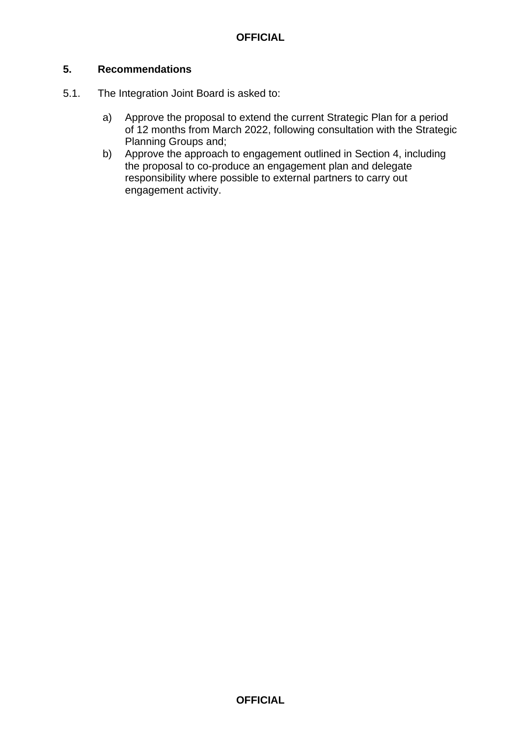## 5. Recommendations

5.1. The Integration Joint Board is asked to:

a) Approve the proposal to extend the current Strategic Plan for a period of 12 months from March 2022, following consultation with the Strategic Planning Groups and;

b) Approve the approach to engagement outlined in Section 4, including the proposal to co-produce an engagement plan and delegate responsibility where possible to external partners to carry out engagement activity.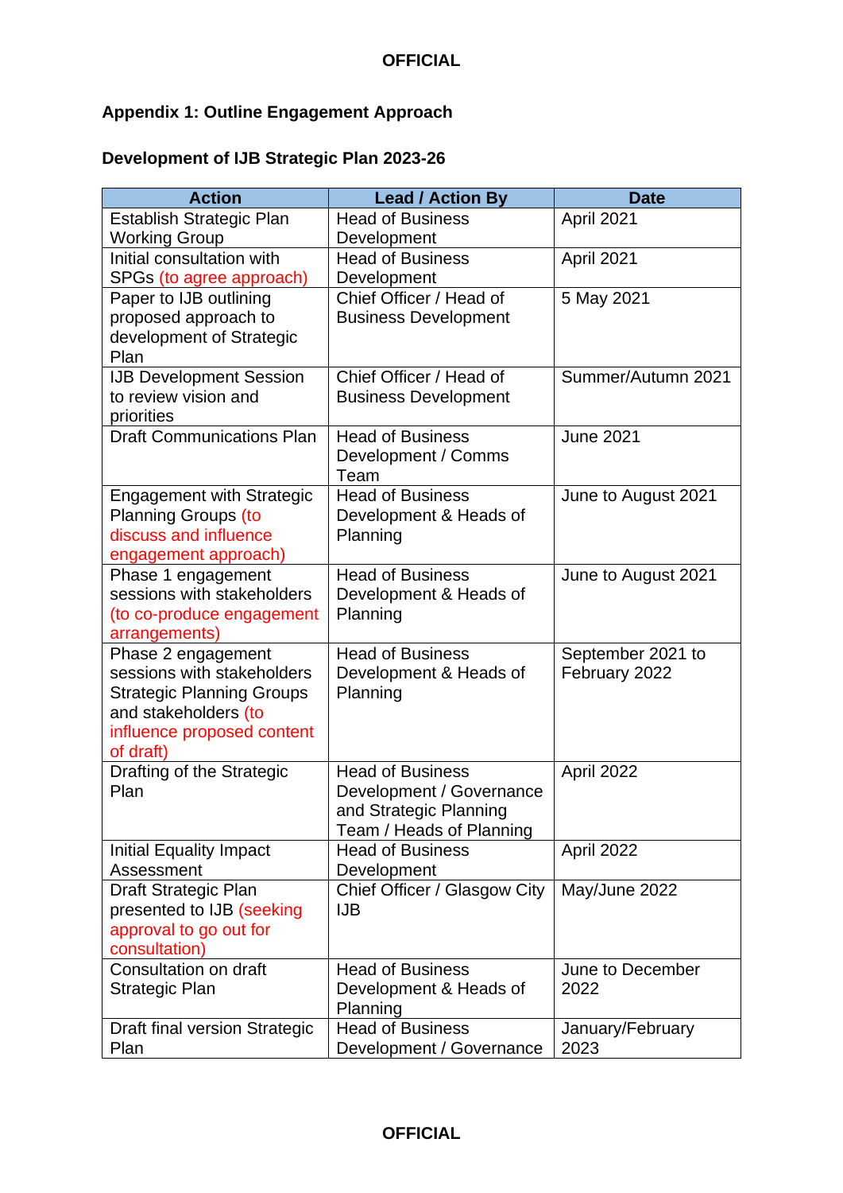## Appendix 1: Outline Engagement Approach

### Development of IJB Strategic Plan 2023-26

| Action | Lead / Action By | Date |
|---|---|---|
| Establish Strategic Plan Working Group | Head of Business Development | April 2021 |
| Initial consultation with SPGs (to agree approach) | Head of Business Development | April 2021 |
| Paper to IJB outlining proposed approach to development of Strategic Plan | Chief Officer / Head of Business Development | 5 May 2021 |
| IJB Development Session to review vision and priorities | Chief Officer / Head of Business Development | Summer/Autumn 2021 |
| Draft Communications Plan | Head of Business Development / Comms Team | June 2021 |
| Engagement with Strategic Planning Groups (to discuss and influence engagement approach) | Head of Business Development & Heads of Planning | June to August 2021 |
| Phase 1 engagement sessions with stakeholders (to co-produce engagement arrangements) | Head of Business Development & Heads of Planning | June to August 2021 |
| Phase 2 engagement sessions with stakeholders Strategic Planning Groups and stakeholders (to influence proposed content of draft) | Head of Business Development & Heads of Planning | September 2021 to February 2022 |
| Drafting of the Strategic Plan | Head of Business Development / Governance and Strategic Planning Team / Heads of Planning | April 2022 |
| Initial Equality Impact Assessment | Head of Business Development | April 2022 |
| Draft Strategic Plan presented to IJB (seeking approval to go out for consultation) | Chief Officer / Glasgow City IJB | May/June 2022 |
| Consultation on draft Strategic Plan | Head of Business Development & Heads of Planning | June to December 2022 |
| Draft final version Strategic Plan | Head of Business Development / Governance | January/February 2023 |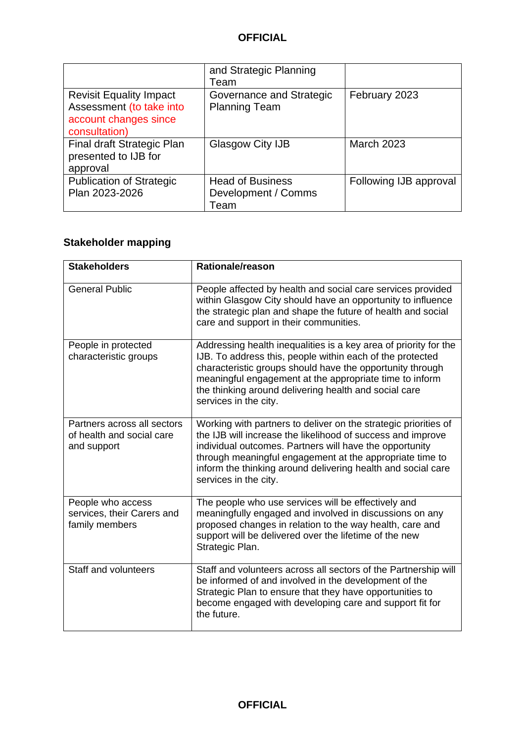| | | |
|---|---|---|
| | and Strategic Planning Team | |
| Revisit Equality Impact Assessment (to take into account changes since consultation) | Governance and Strategic Planning Team | February 2023 |
| Final draft Strategic Plan presented to IJB for approval | Glasgow City IJB | March 2023 |
| Publication of Strategic Plan 2023-2026 | Head of Business Development / Comms Team | Following IJB approval |

### Stakeholder mapping

| Stakeholders | Rationale/reason |
|---|---|
| General Public | People affected by health and social care services provided within Glasgow City should have an opportunity to influence the strategic plan and shape the future of health and social care and support in their communities. |
| People in protected characteristic groups | Addressing health inequalities is a key area of priority for the IJB. To address this, people within each of the protected characteristic groups should have the opportunity through meaningful engagement at the appropriate time to inform the thinking around delivering health and social care services in the city. |
| Partners across all sectors of health and social care and support | Working with partners to deliver on the strategic priorities of the IJB will increase the likelihood of success and improve individual outcomes. Partners will have the opportunity through meaningful engagement at the appropriate time to inform the thinking around delivering health and social care services in the city. |
| People who access services, their Carers and family members | The people who use services will be effectively and meaningfully engaged and involved in discussions on any proposed changes in relation to the way health, care and support will be delivered over the lifetime of the new Strategic Plan. |
| Staff and volunteers | Staff and volunteers across all sectors of the Partnership will be informed of and involved in the development of the Strategic Plan to ensure that they have opportunities to become engaged with developing care and support fit for the future. |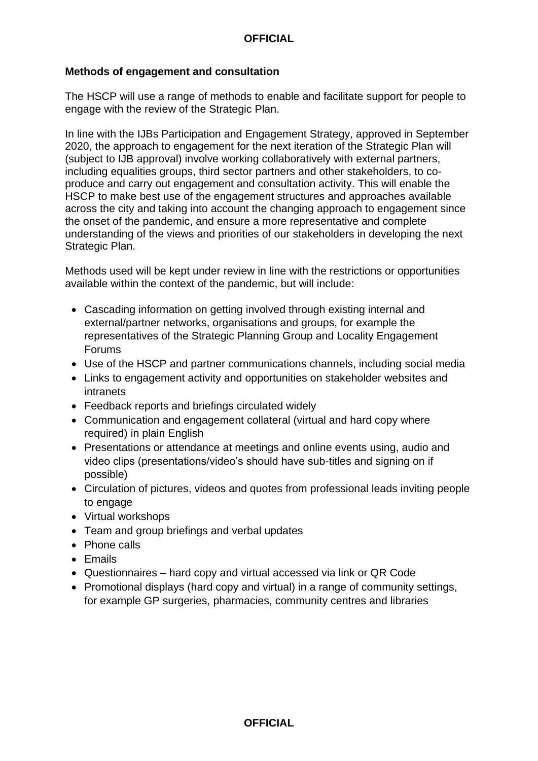**Methods of engagement and consultation**

The HSCP will use a range of methods to enable and facilitate support for people to engage with the review of the Strategic Plan.

In line with the IJBs Participation and Engagement Strategy, approved in September 2020, the approach to engagement for the next iteration of the Strategic Plan will (subject to IJB approval) involve working collaboratively with external partners, including equalities groups, third sector partners and other stakeholders, to co-produce and carry out engagement and consultation activity. This will enable the HSCP to make best use of the engagement structures and approaches available across the city and taking into account the changing approach to engagement since the onset of the pandemic, and ensure a more representative and complete understanding of the views and priorities of our stakeholders in developing the next Strategic Plan.

Methods used will be kept under review in line with the restrictions or opportunities available within the context of the pandemic, but will include:

- Cascading information on getting involved through existing internal and external/partner networks, organisations and groups, for example the representatives of the Strategic Planning Group and Locality Engagement Forums
- Use of the HSCP and partner communications channels, including social media
- Links to engagement activity and opportunities on stakeholder websites and intranets
- Feedback reports and briefings circulated widely
- Communication and engagement collateral (virtual and hard copy where required) in plain English
- Presentations or attendance at meetings and online events using, audio and video clips (presentations/video's should have sub-titles and signing on if possible)
- Circulation of pictures, videos and quotes from professional leads inviting people to engage
- Virtual workshops
- Team and group briefings and verbal updates
- Phone calls
- Emails
- Questionnaires – hard copy and virtual accessed via link or QR Code
- Promotional displays (hard copy and virtual) in a range of community settings, for example GP surgeries, pharmacies, community centres and libraries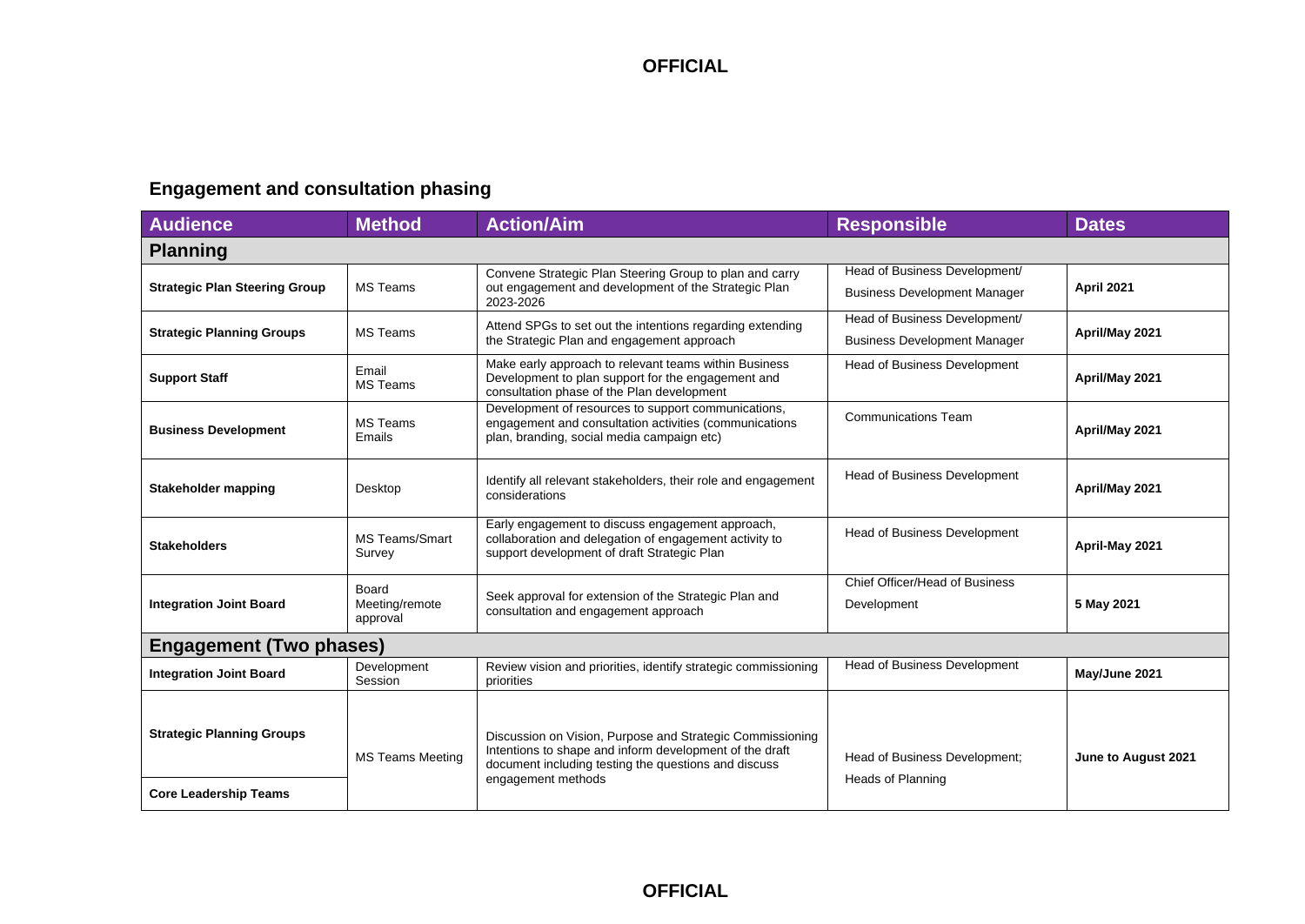## Engagement and consultation phasing

| Audience | Method | Action/Aim | Responsible | Dates |
|---|---|---|---|---|
| **Planning** | | | | |
| **Strategic Plan Steering Group** | MS Teams | Convene Strategic Plan Steering Group to plan and carry out engagement and development of the Strategic Plan 2023-2026 | Head of Business Development/ Business Development Manager | **April 2021** |
| **Strategic Planning Groups** | MS Teams | Attend SPGs to set out the intentions regarding extending the Strategic Plan and engagement approach | Head of Business Development/ Business Development Manager | **April/May 2021** |
| **Support Staff** | Email MS Teams | Make early approach to relevant teams within Business Development to plan support for the engagement and consultation phase of the Plan development | Head of Business Development | **April/May 2021** |
| **Business Development** | MS Teams Emails | Development of resources to support communications, engagement and consultation activities (communications plan, branding, social media campaign etc) | Communications Team | **April/May 2021** |
| **Stakeholder mapping** | Desktop | Identify all relevant stakeholders, their role and engagement considerations | Head of Business Development | **April/May 2021** |
| **Stakeholders** | MS Teams/Smart Survey | Early engagement to discuss engagement approach, collaboration and delegation of engagement activity to support development of draft Strategic Plan | Head of Business Development | **April-May 2021** |
| **Integration Joint Board** | Board Meeting/remote approval | Seek approval for extension of the Strategic Plan and consultation and engagement approach | Chief Officer/Head of Business Development | **5 May 2021** |
| **Engagement (Two phases)** | | | | |
| **Integration Joint Board** | Development Session | Review vision and priorities, identify strategic commissioning priorities | Head of Business Development | **May/June 2021** |
| **Strategic Planning Groups** | MS Teams Meeting | Discussion on Vision, Purpose and Strategic Commissioning Intentions to shape and inform development of the draft document including testing the questions and discuss engagement methods | Head of Business Development; Heads of Planning | **June to August 2021** |
| **Core Leadership Teams** | | | | |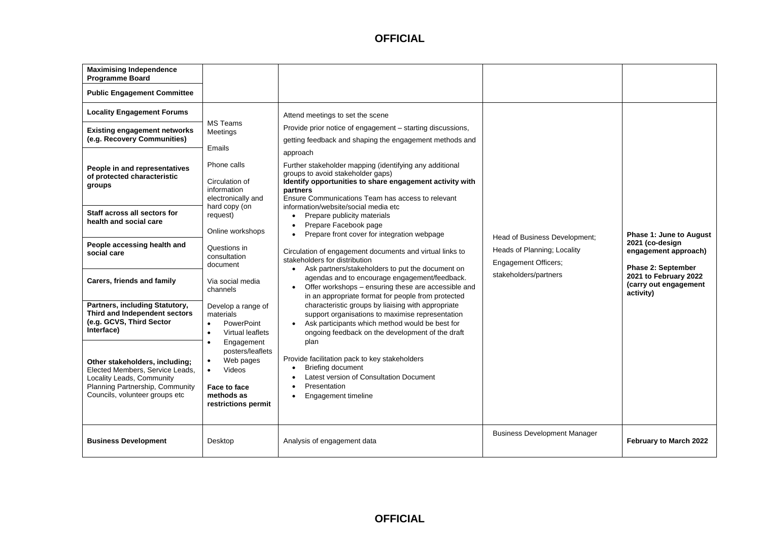| | | | | |
|---|---|---|---|---|
| **Maximising Independence Programme Board** | | | | |
| **Public Engagement Committee** | | | | |
| **Locality Engagement Forums**<br><br>**Existing engagement networks (e.g. Recovery Communities)**<br><br>**People in and representatives of protected characteristic groups**<br><br>**Staff across all sectors for health and social care**<br><br>**People accessing health and social care**<br><br>**Carers, friends and family**<br><br>**Partners, including Statutory, Third and Independent sectors (e.g. GCVS, Third Sector Interface)**<br><br>**Other stakeholders, including;** Elected Members, Service Leads, Locality Leads, Community Planning Partnership, Community Councils, volunteer groups etc | MS Teams Meetings<br><br>Emails<br><br>Phone calls<br><br>Circulation of information electronically and hard copy (on request)<br><br>Online workshops<br><br>Questions in consultation document<br><br>Via social media channels<br><br>Develop a range of materials<br>• PowerPoint<br>• Virtual leaflets<br>• Engagement posters/leaflets<br>• Web pages<br>• Videos<br><br>**Face to face methods as restrictions permit** | Attend meetings to set the scene<br><br>Provide prior notice of engagement – starting discussions, getting feedback and shaping the engagement methods and approach<br><br>Further stakeholder mapping (identifying any additional groups to avoid stakeholder gaps)<br>**Identify opportunities to share engagement activity with partners**<br>Ensure Communications Team has access to relevant information/website/social media etc<br>• Prepare publicity materials<br>• Prepare Facebook page<br>• Prepare front cover for integration webpage<br><br>Circulation of engagement documents and virtual links to stakeholders for distribution<br>• Ask partners/stakeholders to put the document on agendas and to encourage engagement/feedback.<br>• Offer workshops – ensuring these are accessible and in an appropriate format for people from protected characteristic groups by liaising with appropriate support organisations to maximise representation<br>• Ask participants which method would be best for ongoing feedback on the development of the draft plan<br><br>Provide facilitation pack to key stakeholders<br>• Briefing document<br>• Latest version of Consultation Document<br>• Presentation<br>• Engagement timeline | Head of Business Development;<br><br>Heads of Planning; Locality Engagement Officers;<br><br>stakeholders/partners | **Phase 1: June to August 2021 (co-design engagement approach)**<br><br>**Phase 2: September 2021 to February 2022 (carry out engagement activity)** |
| **Business Development** | Desktop | Analysis of engagement data | Business Development Manager | **February to March 2022** |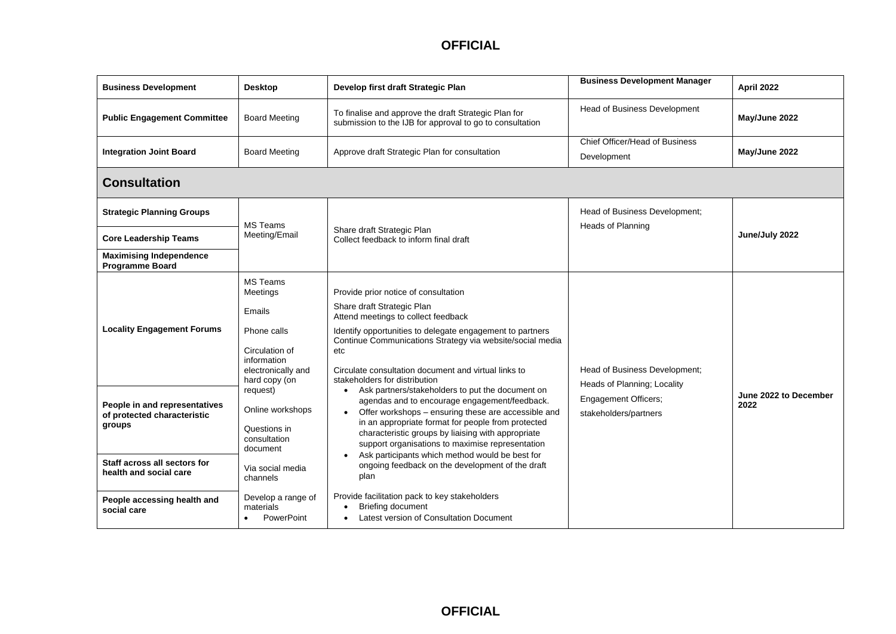| Business Development | Desktop | Develop first draft Strategic Plan | Business Development Manager | April 2022 |
|---|---|---|---|---|
| **Public Engagement Committee** | Board Meeting | To finalise and approve the draft Strategic Plan for submission to the IJB for approval to go to consultation | Head of Business Development | **May/June 2022** |
| **Integration Joint Board** | Board Meeting | Approve draft Strategic Plan for consultation | Chief Officer/Head of Business Development | **May/June 2022** |
| **Consultation** | | | | |
| **Strategic Planning Groups**<br>**Core Leadership Teams**<br>**Maximising Independence Programme Board** | MS Teams Meeting/Email | Share draft Strategic Plan<br>Collect feedback to inform final draft | Head of Business Development;<br>Heads of Planning | **June/July 2022** |
| **Locality Engagement Forums**<br>**People in and representatives of protected characteristic groups**<br>**Staff across all sectors for health and social care**<br>**People accessing health and social care** | MS Teams Meetings<br>Emails<br>Phone calls<br>Circulation of information electronically and hard copy (on request)<br>Online workshops<br>Questions in consultation document<br>Via social media channels<br>Develop a range of materials<br>• PowerPoint | Provide prior notice of consultation<br>Share draft Strategic Plan<br>Attend meetings to collect feedback<br>Identify opportunities to delegate engagement to partners<br>Continue Communications Strategy via website/social media etc<br>Circulate consultation document and virtual links to stakeholders for distribution<br>• Ask partners/stakeholders to put the document on agendas and to encourage engagement/feedback.<br>• Offer workshops – ensuring these are accessible and in an appropriate format for people from protected characteristic groups by liaising with appropriate support organisations to maximise representation<br>• Ask participants which method would be best for ongoing feedback on the development of the draft plan<br>Provide facilitation pack to key stakeholders<br>• Briefing document<br>• Latest version of Consultation Document | Head of Business Development;<br>Heads of Planning; Locality Engagement Officers;<br>stakeholders/partners | **June 2022 to December 2022** |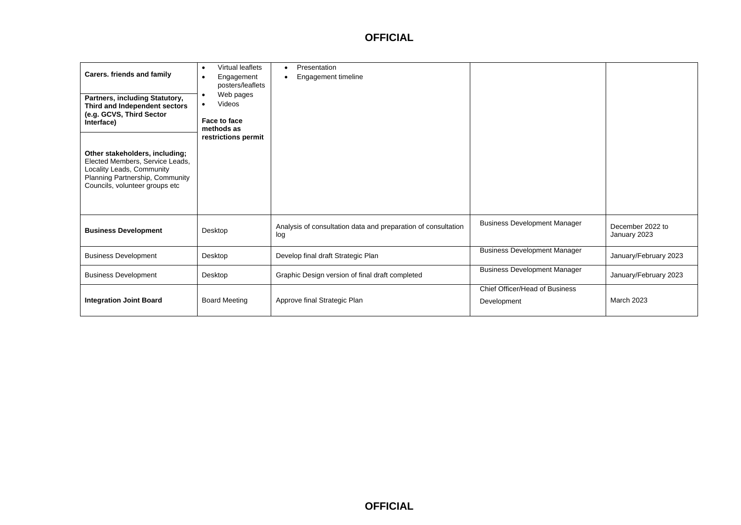| | | | | |
|---|---|---|---|---|
| **Carers. friends and family**<br><br>**Partners, including Statutory, Third and Independent sectors (e.g. GCVS, Third Sector Interface)**<br><br>**Other stakeholders, including;** Elected Members, Service Leads, Locality Leads, Community Planning Partnership, Community Councils, volunteer groups etc | • Virtual leaflets<br>• Engagement posters/leaflets<br>• Web pages<br>• Videos<br><br>**Face to face methods as restrictions permit** | • Presentation<br>• Engagement timeline | | |
| **Business Development** | Desktop | Analysis of consultation data and preparation of consultation log | Business Development Manager | December 2022 to January 2023 |
| Business Development | Desktop | Develop final draft Strategic Plan | Business Development Manager | January/February 2023 |
| Business Development | Desktop | Graphic Design version of final draft completed | Business Development Manager | January/February 2023 |
| **Integration Joint Board** | Board Meeting | Approve final Strategic Plan | Chief Officer/Head of Business Development | March 2023 |